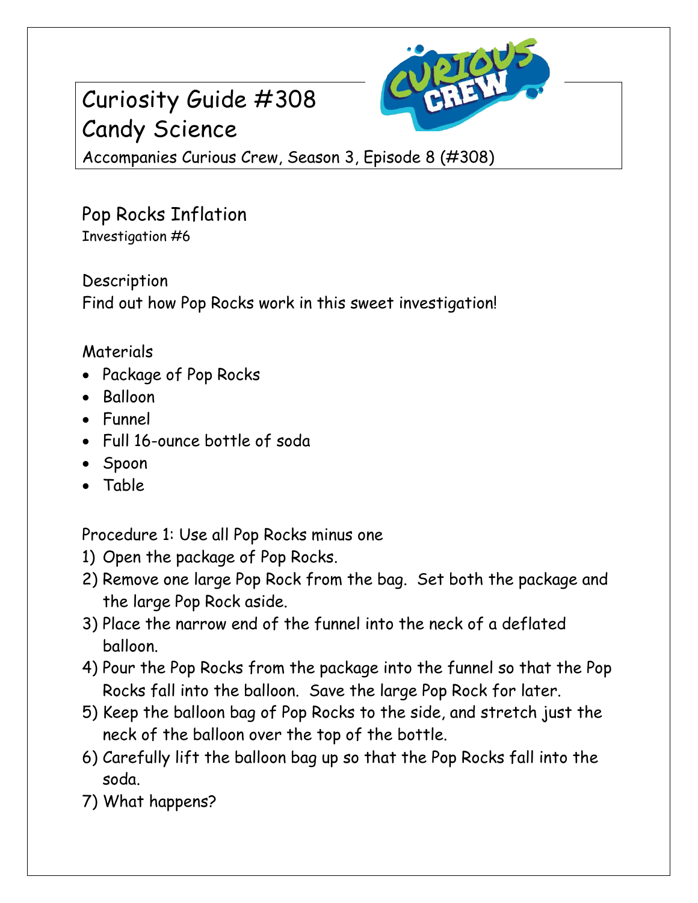# Curiosity Guide #308
# Candy Science

Accompanies Curious Crew, Season 3, Episode 8 (#308)

## Pop Rocks Inflation

Investigation #6

### Description

Find out how Pop Rocks work in this sweet investigation!

### Materials

- Package of Pop Rocks
- Balloon
- Funnel
- Full 16-ounce bottle of soda
- Spoon
- Table

### Procedure 1: Use all Pop Rocks minus one

1) Open the package of Pop Rocks.
2) Remove one large Pop Rock from the bag. Set both the package and the large Pop Rock aside.
3) Place the narrow end of the funnel into the neck of a deflated balloon.
4) Pour the Pop Rocks from the package into the funnel so that the Pop Rocks fall into the balloon. Save the large Pop Rock for later.
5) Keep the balloon bag of Pop Rocks to the side, and stretch just the neck of the balloon over the top of the bottle.
6) Carefully lift the balloon bag up so that the Pop Rocks fall into the soda.
7) What happens?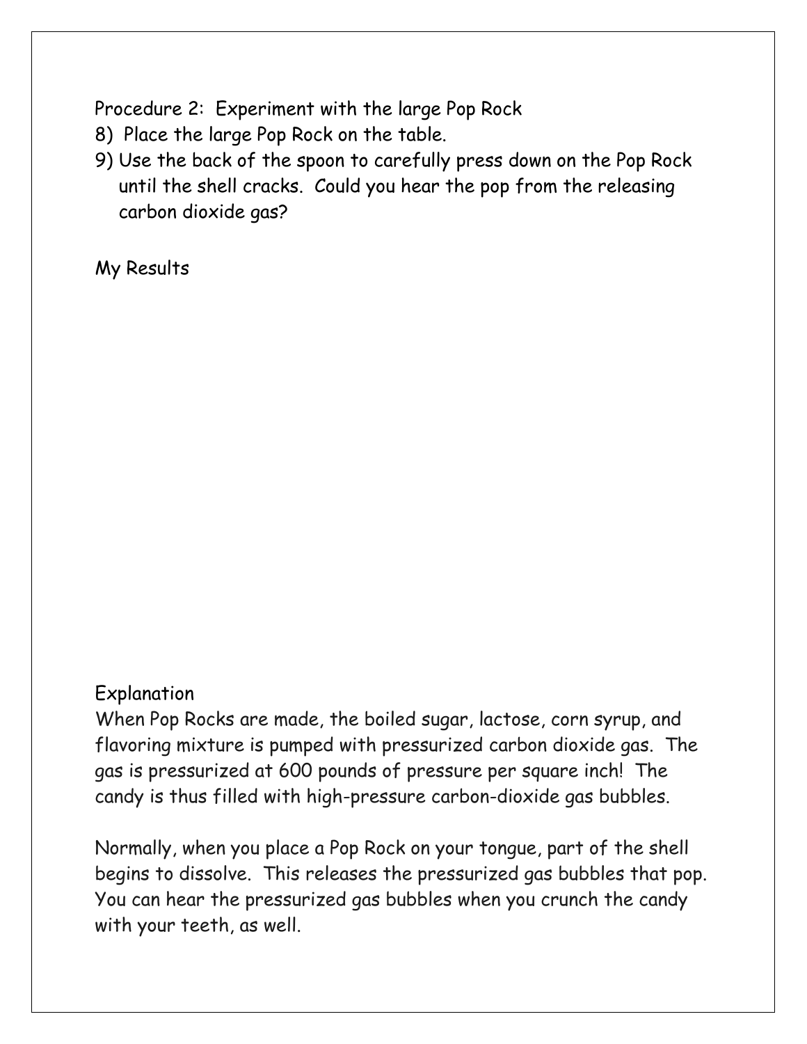Procedure 2: Experiment with the large Pop Rock

8) Place the large Pop Rock on the table.
9) Use the back of the spoon to carefully press down on the Pop Rock until the shell cracks. Could you hear the pop from the releasing carbon dioxide gas?

My Results

Explanation

When Pop Rocks are made, the boiled sugar, lactose, corn syrup, and flavoring mixture is pumped with pressurized carbon dioxide gas. The gas is pressurized at 600 pounds of pressure per square inch! The candy is thus filled with high-pressure carbon-dioxide gas bubbles.

Normally, when you place a Pop Rock on your tongue, part of the shell begins to dissolve. This releases the pressurized gas bubbles that pop. You can hear the pressurized gas bubbles when you crunch the candy with your teeth, as well.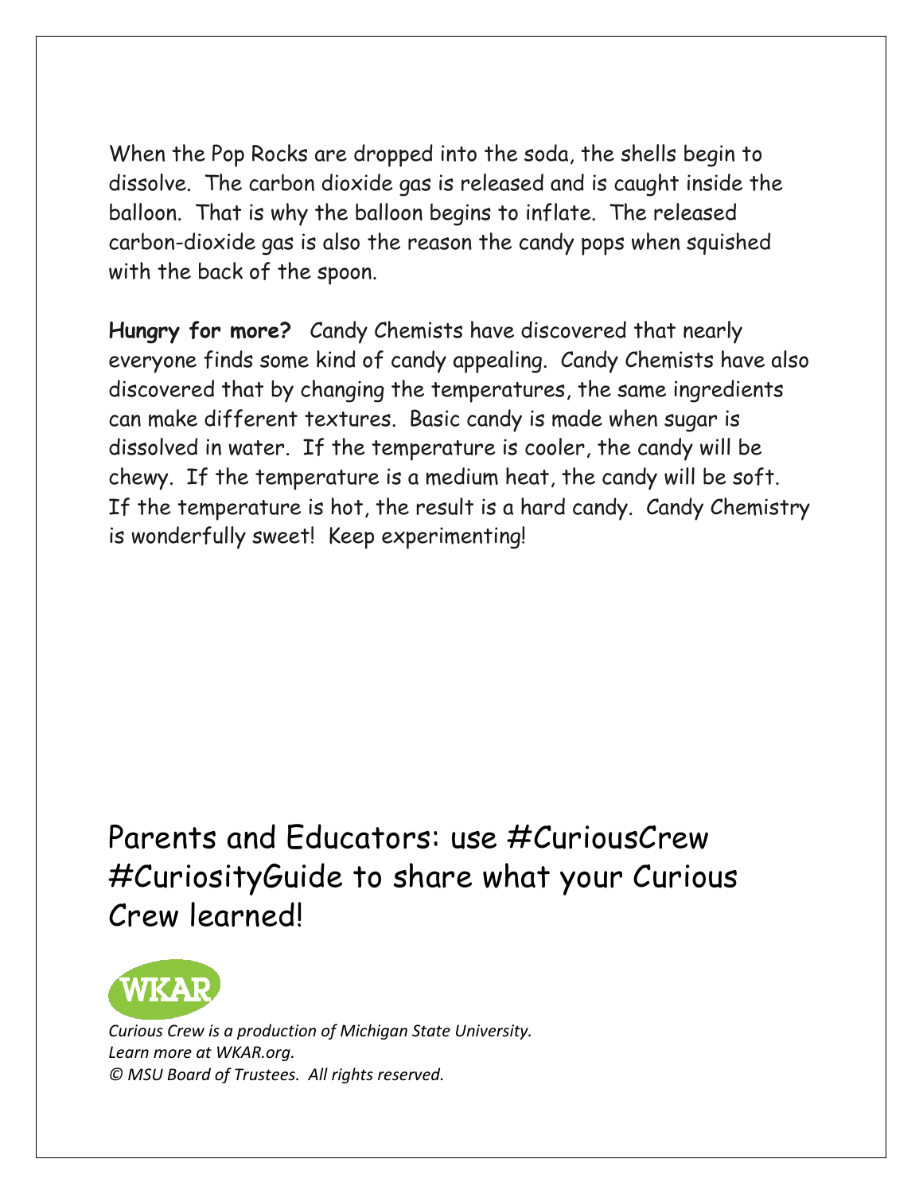When the Pop Rocks are dropped into the soda, the shells begin to dissolve. The carbon dioxide gas is released and is caught inside the balloon. That is why the balloon begins to inflate. The released carbon-dioxide gas is also the reason the candy pops when squished with the back of the spoon.

**Hungry for more?** Candy Chemists have discovered that nearly everyone finds some kind of candy appealing. Candy Chemists have also discovered that by changing the temperatures, the same ingredients can make different textures. Basic candy is made when sugar is dissolved in water. If the temperature is cooler, the candy will be chewy. If the temperature is a medium heat, the candy will be soft. If the temperature is hot, the result is a hard candy. Candy Chemistry is wonderfully sweet! Keep experimenting!

## Parents and Educators: use #CuriousCrew #CuriosityGuide to share what your Curious Crew learned!

WKAR

*Curious Crew is a production of Michigan State University.*
*Learn more at WKAR.org.*
*© MSU Board of Trustees. All rights reserved.*